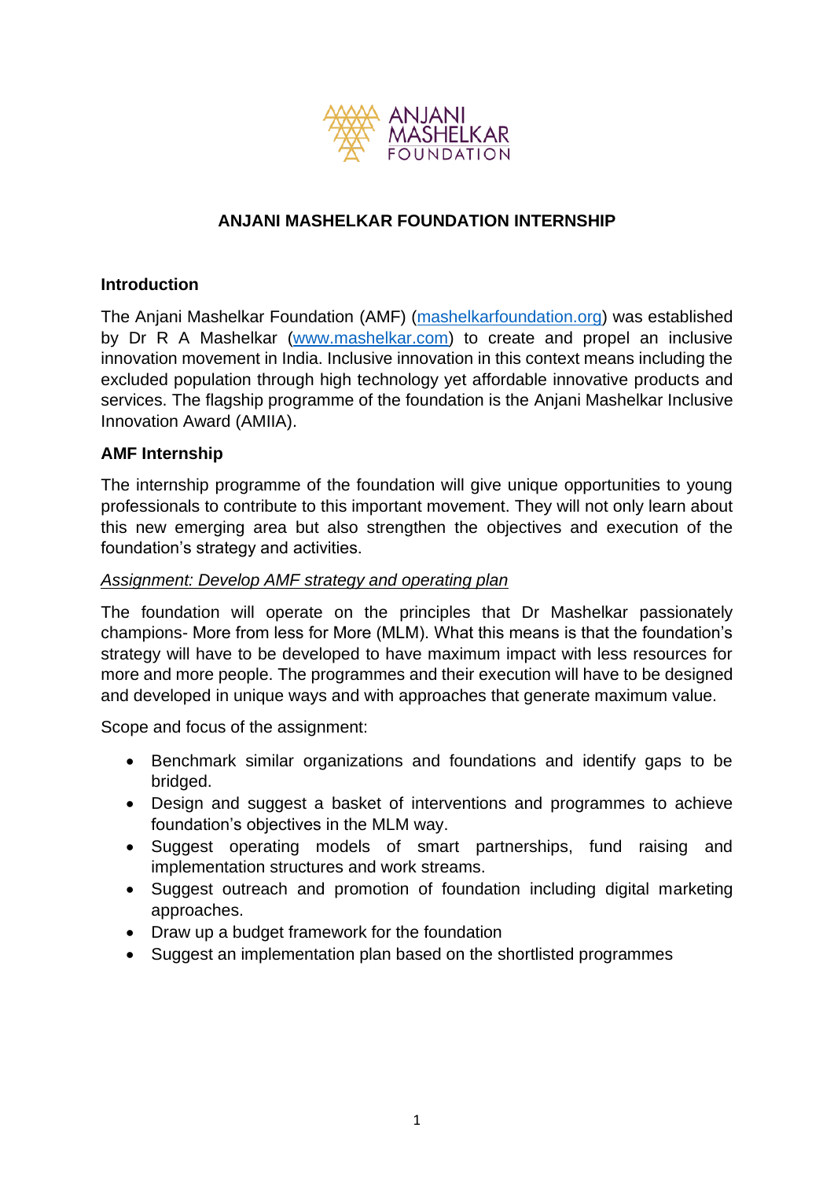ANJANI MASHELKAR FOUNDATION

# ANJANI MASHELKAR FOUNDATION INTERNSHIP

## Introduction

The Anjani Mashelkar Foundation (AMF) ([mashelkarfoundation.org](mashelkarfoundation.org)) was established by Dr R A Mashelkar ([www.mashelkar.com](www.mashelkar.com)) to create and propel an inclusive innovation movement in India. Inclusive innovation in this context means including the excluded population through high technology yet affordable innovative products and services. The flagship programme of the foundation is the Anjani Mashelkar Inclusive Innovation Award (AMIIA).

## AMF Internship

The internship programme of the foundation will give unique opportunities to young professionals to contribute to this important movement. They will not only learn about this new emerging area but also strengthen the objectives and execution of the foundation's strategy and activities.

*Assignment: Develop AMF strategy and operating plan*

The foundation will operate on the principles that Dr Mashelkar passionately champions- More from less for More (MLM). What this means is that the foundation's strategy will have to be developed to have maximum impact with less resources for more and more people. The programmes and their execution will have to be designed and developed in unique ways and with approaches that generate maximum value.

Scope and focus of the assignment:

- Benchmark similar organizations and foundations and identify gaps to be bridged.
- Design and suggest a basket of interventions and programmes to achieve foundation's objectives in the MLM way.
- Suggest operating models of smart partnerships, fund raising and implementation structures and work streams.
- Suggest outreach and promotion of foundation including digital marketing approaches.
- Draw up a budget framework for the foundation
- Suggest an implementation plan based on the shortlisted programmes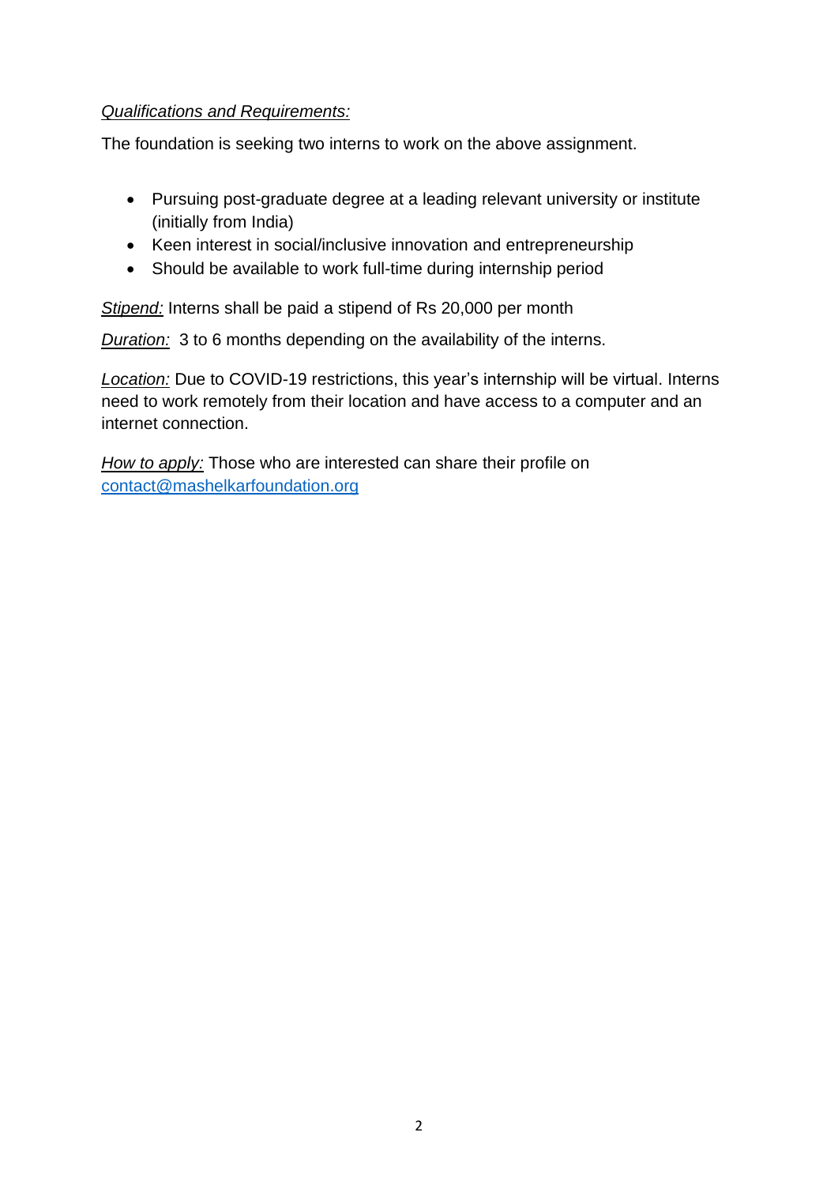*Qualifications and Requirements:*

The foundation is seeking two interns to work on the above assignment.

- Pursuing post-graduate degree at a leading relevant university or institute (initially from India)
- Keen interest in social/inclusive innovation and entrepreneurship
- Should be available to work full-time during internship period

*Stipend:* Interns shall be paid a stipend of Rs 20,000 per month

*Duration:* 3 to 6 months depending on the availability of the interns.

*Location:* Due to COVID-19 restrictions, this year's internship will be virtual. Interns need to work remotely from their location and have access to a computer and an internet connection.

*How to apply:* Those who are interested can share their profile on contact@mashelkarfoundation.org